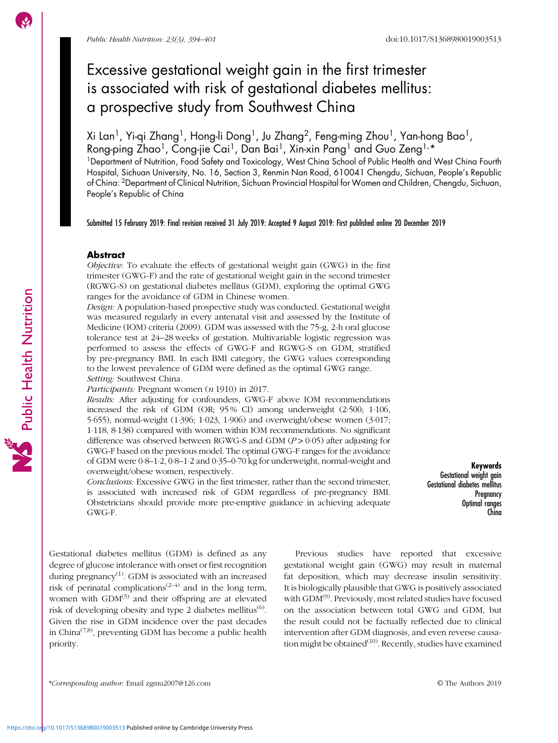# Excessive gestational weight gain in the first trimester is associated with risk of gestational diabetes mellitus: a prospective study from Southwest China

Xi Lan[1], Yi-qi Zhang[1], Hong-li Dong[1], Ju Zhang[2], Feng-ming Zhou[1], Yan-hong Bao[1], Rong-ping Zhao[1], Cong-jie Cai[1], Dan Bai[1], Xin-xin Pang[1] and Guo Zeng[1,*]

[1]Department of Nutrition, Food Safety and Toxicology, West China School of Public Health and West China Fourth Hospital, Sichuan University, No. 16, Section 3, Renmin Nan Road, 610041 Chengdu, Sichuan, People's Republic of China: [2]Department of Clinical Nutrition, Sichuan Provincial Hospital for Women and Children, Chengdu, Sichuan, People's Republic of China

Submitted 15 February 2019: Final revision received 31 July 2019: Accepted 9 August 2019: First published online 20 December 2019

## Abstract

*Objective:* To evaluate the effects of gestational weight gain (GWG) in the first trimester (GWG-F) and the rate of gestational weight gain in the second trimester (RGWG-S) on gestational diabetes mellitus (GDM), exploring the optimal GWG ranges for the avoidance of GDM in Chinese women.

*Design:* A population-based prospective study was conducted. Gestational weight was measured regularly in every antenatal visit and assessed by the Institute of Medicine (IOM) criteria (2009). GDM was assessed with the 75-g, 2-h oral glucose tolerance test at 24–28 weeks of gestation. Multivariable logistic regression was performed to assess the effects of GWG-F and RGWG-S on GDM, stratified by pre-pregnancy BMI. In each BMI category, the GWG values corresponding to the lowest prevalence of GDM were defined as the optimal GWG range.

*Setting:* Southwest China.

*Participants:* Pregnant women (*n* 1910) in 2017.

*Results:* After adjusting for confounders, GWG-F above IOM recommendations increased the risk of GDM (OR; 95 % CI) among underweight (2·500; 1·106, 5·655), normal-weight (1·396; 1·023, 1·906) and overweight/obese women (3·017; 1·118, 8·138) compared with women within IOM recommendations. No significant difference was observed between RGWG-S and GDM ($P > 0{\cdot}05$) after adjusting for GWG-F based on the previous model. The optimal GWG-F ranges for the avoidance of GDM were 0·8–1·2, 0·8–1·2 and 0·35–0·70 kg for underweight, normal-weight and overweight/obese women, respectively.

*Conclusions:* Excessive GWG in the first trimester, rather than the second trimester, is associated with increased risk of GDM regardless of pre-pregnancy BMI. Obstetricians should provide more pre-emptive guidance in achieving adequate GWG-F.

**Keywords**
Gestational weight gain
Gestational diabetes mellitus
Pregnancy
Optimal ranges
China

Gestational diabetes mellitus (GDM) is defined as any degree of glucose intolerance with onset or first recognition during pregnancy[1]. GDM is associated with an increased risk of perinatal complications[2–4] and in the long term, women with GDM[5] and their offspring are at elevated risk of developing obesity and type 2 diabetes mellitus[6]. Given the rise in GDM incidence over the past decades in China[7,8], preventing GDM has become a public health priority.

Previous studies have reported that excessive gestational weight gain (GWG) may result in maternal fat deposition, which may decrease insulin sensitivity. It is biologically plausible that GWG is positively associated with GDM[9]. Previously, most related studies have focused on the association between total GWG and GDM, but the result could not be factually reflected due to clinical intervention after GDM diagnosis, and even reverse causation might be obtained[10]. Recently, studies have examined

*Corresponding author: Email zgmu2007@126.com

© The Authors 2019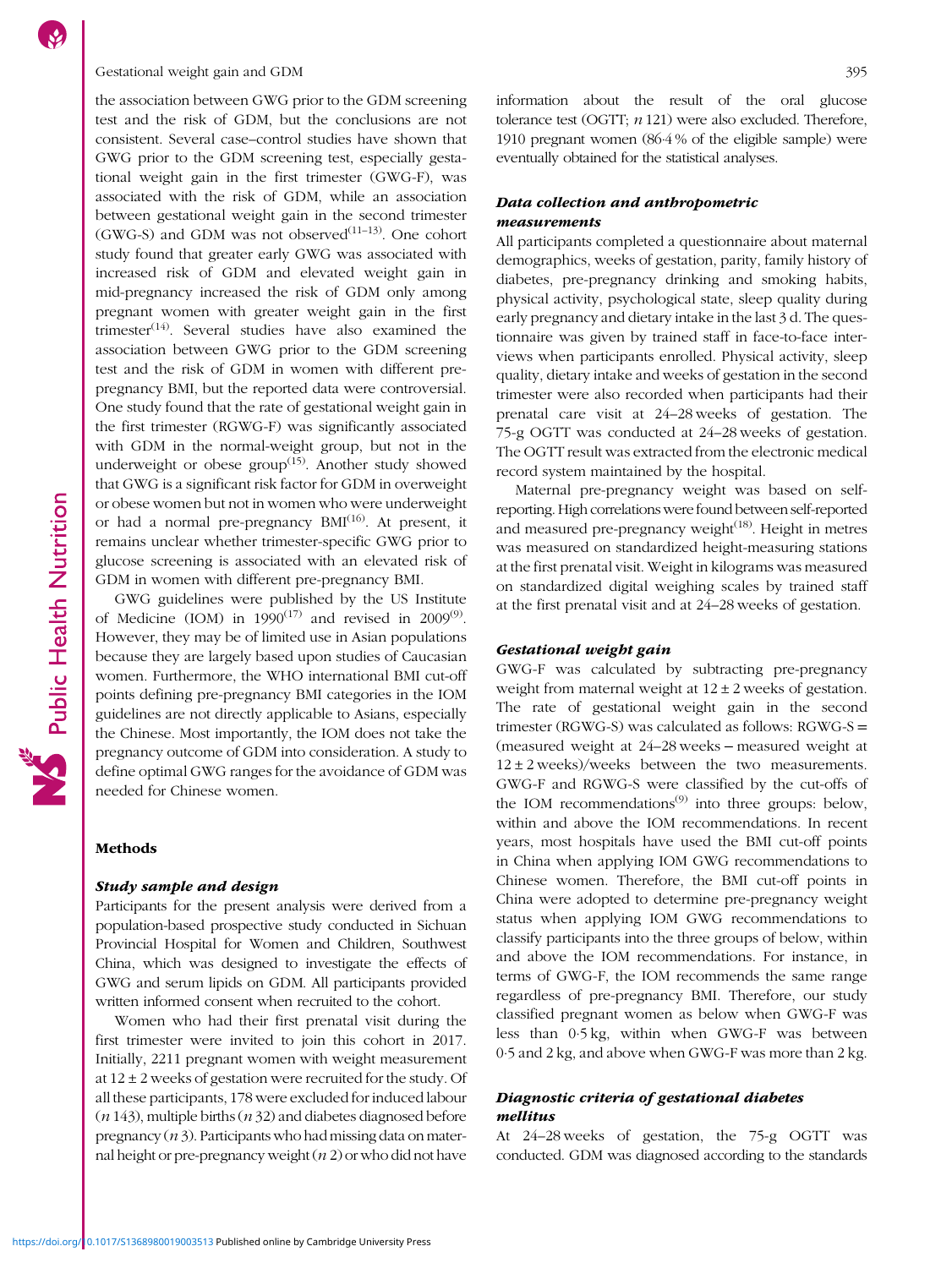the association between GWG prior to the GDM screening test and the risk of GDM, but the conclusions are not consistent. Several case–control studies have shown that GWG prior to the GDM screening test, especially gestational weight gain in the first trimester (GWG-F), was associated with the risk of GDM, while an association between gestational weight gain in the second trimester (GWG-S) and GDM was not observed[11–13]. One cohort study found that greater early GWG was associated with increased risk of GDM and elevated weight gain in mid-pregnancy increased the risk of GDM only among pregnant women with greater weight gain in the first trimester[14]. Several studies have also examined the association between GWG prior to the GDM screening test and the risk of GDM in women with different pre-pregnancy BMI, but the reported data were controversial. One study found that the rate of gestational weight gain in the first trimester (RGWG-F) was significantly associated with GDM in the normal-weight group, but not in the underweight or obese group[15]. Another study showed that GWG is a significant risk factor for GDM in overweight or obese women but not in women who were underweight or had a normal pre-pregnancy BMI[16]. At present, it remains unclear whether trimester-specific GWG prior to glucose screening is associated with an elevated risk of GDM in women with different pre-pregnancy BMI.

GWG guidelines were published by the US Institute of Medicine (IOM) in 1990[17] and revised in 2009[9]. However, they may be of limited use in Asian populations because they are largely based upon studies of Caucasian women. Furthermore, the WHO international BMI cut-off points defining pre-pregnancy BMI categories in the IOM guidelines are not directly applicable to Asians, especially the Chinese. Most importantly, the IOM does not take the pregnancy outcome of GDM into consideration. A study to define optimal GWG ranges for the avoidance of GDM was needed for Chinese women.

## Methods

### Study sample and design

Participants for the present analysis were derived from a population-based prospective study conducted in Sichuan Provincial Hospital for Women and Children, Southwest China, which was designed to investigate the effects of GWG and serum lipids on GDM. All participants provided written informed consent when recruited to the cohort.

Women who had their first prenatal visit during the first trimester were invited to join this cohort in 2017. Initially, 2211 pregnant women with weight measurement at 12 ± 2 weeks of gestation were recruited for the study. Of all these participants, 178 were excluded for induced labour (*n* 143), multiple births (*n* 32) and diabetes diagnosed before pregnancy (*n* 3). Participants who had missing data on maternal height or pre-pregnancy weight (*n* 2) or who did not have information about the result of the oral glucose tolerance test (OGTT; *n* 121) were also excluded. Therefore, 1910 pregnant women (86·4 % of the eligible sample) were eventually obtained for the statistical analyses.

### Data collection and anthropometric measurements

All participants completed a questionnaire about maternal demographics, weeks of gestation, parity, family history of diabetes, pre-pregnancy drinking and smoking habits, physical activity, psychological state, sleep quality during early pregnancy and dietary intake in the last 3 d. The questionnaire was given by trained staff in face-to-face interviews when participants enrolled. Physical activity, sleep quality, dietary intake and weeks of gestation in the second trimester were also recorded when participants had their prenatal care visit at 24–28 weeks of gestation. The 75-g OGTT was conducted at 24–28 weeks of gestation. The OGTT result was extracted from the electronic medical record system maintained by the hospital.

Maternal pre-pregnancy weight was based on self-reporting. High correlations were found between self-reported and measured pre-pregnancy weight[18]. Height in metres was measured on standardized height-measuring stations at the first prenatal visit. Weight in kilograms was measured on standardized digital weighing scales by trained staff at the first prenatal visit and at 24–28 weeks of gestation.

### Gestational weight gain

GWG-F was calculated by subtracting pre-pregnancy weight from maternal weight at 12 ± 2 weeks of gestation. The rate of gestational weight gain in the second trimester (RGWG-S) was calculated as follows: RGWG-S = (measured weight at 24–28 weeks – measured weight at 12 ± 2 weeks)/weeks between the two measurements. GWG-F and RGWG-S were classified by the cut-offs of the IOM recommendations[9] into three groups: below, within and above the IOM recommendations. In recent years, most hospitals have used the BMI cut-off points in China when applying IOM GWG recommendations to Chinese women. Therefore, the BMI cut-off points in China were adopted to determine pre-pregnancy weight status when applying IOM GWG recommendations to classify participants into the three groups of below, within and above the IOM recommendations. For instance, in terms of GWG-F, the IOM recommends the same range regardless of pre-pregnancy BMI. Therefore, our study classified pregnant women as below when GWG-F was less than 0·5 kg, within when GWG-F was between 0·5 and 2 kg, and above when GWG-F was more than 2 kg.

### Diagnostic criteria of gestational diabetes mellitus

At 24–28 weeks of gestation, the 75-g OGTT was conducted. GDM was diagnosed according to the standards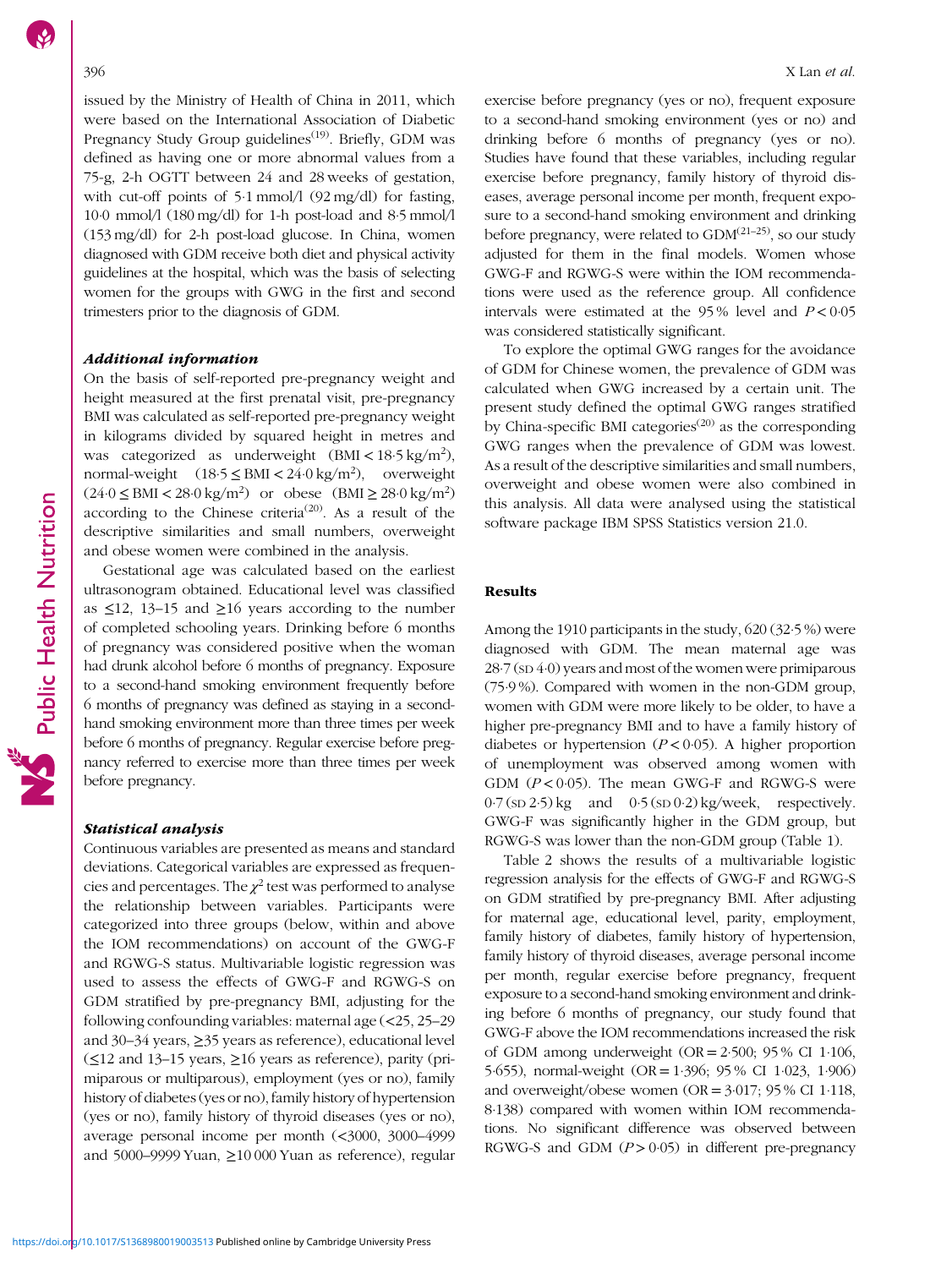issued by the Ministry of Health of China in 2011, which were based on the International Association of Diabetic Pregnancy Study Group guidelines[19]. Briefly, GDM was defined as having one or more abnormal values from a 75-g, 2-h OGTT between 24 and 28 weeks of gestation, with cut-off points of 5·1 mmol/l (92 mg/dl) for fasting, 10·0 mmol/l (180 mg/dl) for 1-h post-load and 8·5 mmol/l (153 mg/dl) for 2-h post-load glucose. In China, women diagnosed with GDM receive both diet and physical activity guidelines at the hospital, which was the basis of selecting women for the groups with GWG in the first and second trimesters prior to the diagnosis of GDM.

### *Additional information*

On the basis of self-reported pre-pregnancy weight and height measured at the first prenatal visit, pre-pregnancy BMI was calculated as self-reported pre-pregnancy weight in kilograms divided by squared height in metres and was categorized as underweight ($BMI < 18{\cdot}5\,kg/m^2$), normal-weight ($18{\cdot}5 \leq BMI < 24{\cdot}0\,kg/m^2$), overweight ($24{\cdot}0 \leq BMI < 28{\cdot}0\,kg/m^2$) or obese ($BMI \geq 28{\cdot}0\,kg/m^2$) according to the Chinese criteria[20]. As a result of the descriptive similarities and small numbers, overweight and obese women were combined in the analysis.

Gestational age was calculated based on the earliest ultrasonogram obtained. Educational level was classified as ≤12, 13–15 and ≥16 years according to the number of completed schooling years. Drinking before 6 months of pregnancy was considered positive when the woman had drunk alcohol before 6 months of pregnancy. Exposure to a second-hand smoking environment frequently before 6 months of pregnancy was defined as staying in a second-hand smoking environment more than three times per week before 6 months of pregnancy. Regular exercise before pregnancy referred to exercise more than three times per week before pregnancy.

### *Statistical analysis*

Continuous variables are presented as means and standard deviations. Categorical variables are expressed as frequencies and percentages. The $\chi^2$ test was performed to analyse the relationship between variables. Participants were categorized into three groups (below, within and above the IOM recommendations) on account of the GWG-F and RGWG-S status. Multivariable logistic regression was used to assess the effects of GWG-F and RGWG-S on GDM stratified by pre-pregnancy BMI, adjusting for the following confounding variables: maternal age (<25, 25–29 and 30–34 years, ≥35 years as reference), educational level (≤12 and 13–15 years, ≥16 years as reference), parity (primiparous or multiparous), employment (yes or no), family history of diabetes (yes or no), family history of hypertension (yes or no), family history of thyroid diseases (yes or no), average personal income per month (<3000, 3000–4999 and 5000–9999 Yuan, ≥10 000 Yuan as reference), regular exercise before pregnancy (yes or no), frequent exposure to a second-hand smoking environment (yes or no) and drinking before 6 months of pregnancy (yes or no). Studies have found that these variables, including regular exercise before pregnancy, family history of thyroid diseases, average personal income per month, frequent exposure to a second-hand smoking environment and drinking before pregnancy, were related to GDM[21–25], so our study adjusted for them in the final models. Women whose GWG-F and RGWG-S were within the IOM recommendations were used as the reference group. All confidence intervals were estimated at the 95 % level and $P < 0{\cdot}05$ was considered statistically significant.

To explore the optimal GWG ranges for the avoidance of GDM for Chinese women, the prevalence of GDM was calculated when GWG increased by a certain unit. The present study defined the optimal GWG ranges stratified by China-specific BMI categories[20] as the corresponding GWG ranges when the prevalence of GDM was lowest. As a result of the descriptive similarities and small numbers, overweight and obese women were also combined in this analysis. All data were analysed using the statistical software package IBM SPSS Statistics version 21.0.

## Results

Among the 1910 participants in the study, 620 (32·5 %) were diagnosed with GDM. The mean maternal age was 28·7 (SD 4·0) years and most of the women were primiparous (75·9 %). Compared with women in the non-GDM group, women with GDM were more likely to be older, to have a higher pre-pregnancy BMI and to have a family history of diabetes or hypertension ($P < 0{\cdot}05$). A higher proportion of unemployment was observed among women with GDM ($P < 0{\cdot}05$). The mean GWG-F and RGWG-S were 0·7 (SD 2·5) kg and 0·5 (SD 0·2) kg/week, respectively. GWG-F was significantly higher in the GDM group, but RGWG-S was lower than the non-GDM group (Table 1).

Table 2 shows the results of a multivariable logistic regression analysis for the effects of GWG-F and RGWG-S on GDM stratified by pre-pregnancy BMI. After adjusting for maternal age, educational level, parity, employment, family history of diabetes, family history of hypertension, family history of thyroid diseases, average personal income per month, regular exercise before pregnancy, frequent exposure to a second-hand smoking environment and drinking before 6 months of pregnancy, our study found that GWG-F above the IOM recommendations increased the risk of GDM among underweight (OR = 2·500; 95 % CI 1·106, 5·655), normal-weight (OR = 1·396; 95 % CI 1·023, 1·906) and overweight/obese women (OR = 3·017; 95 % CI 1·118, 8·138) compared with women within IOM recommendations. No significant difference was observed between RGWG-S and GDM ($P > 0{\cdot}05$) in different pre-pregnancy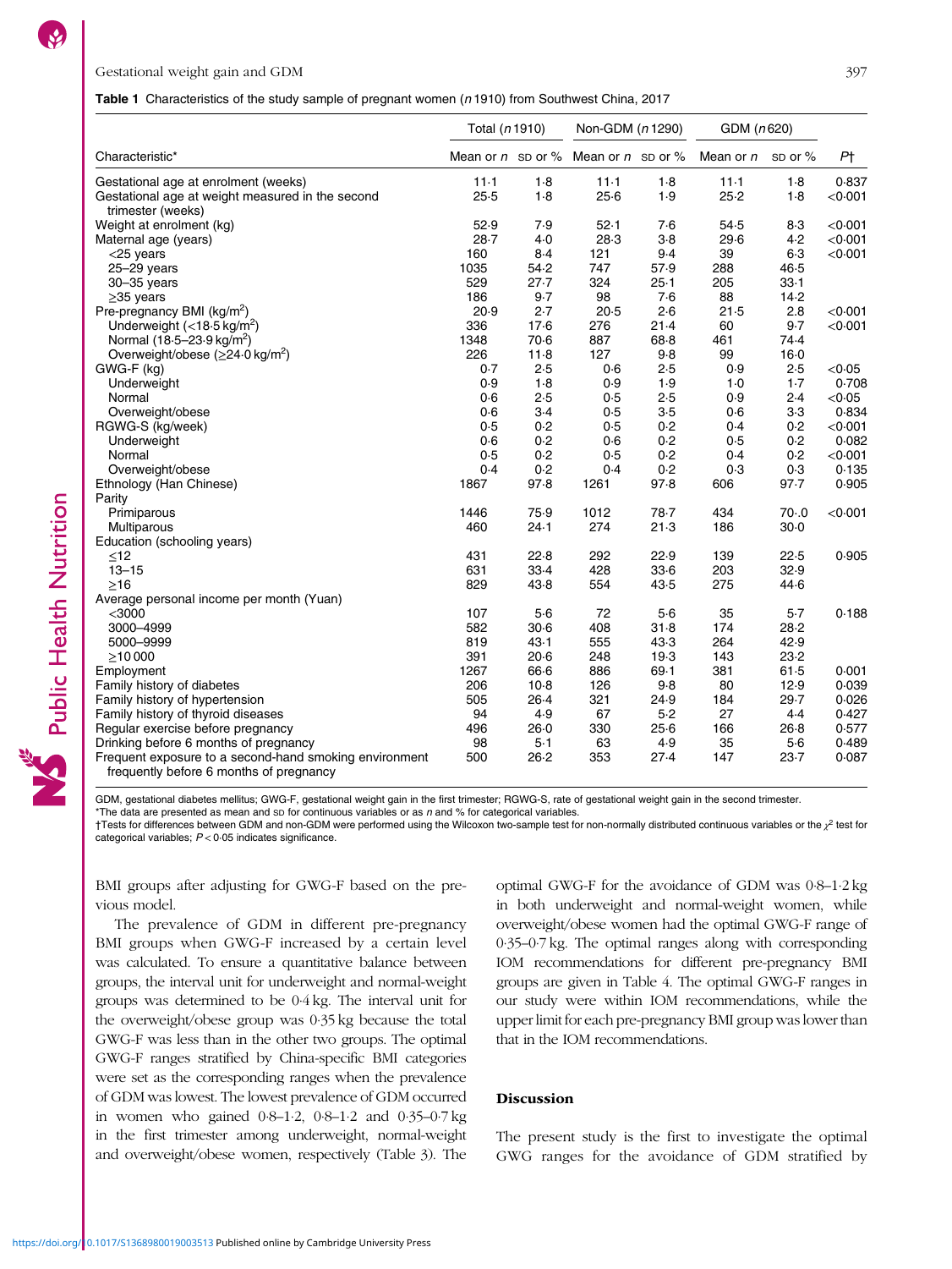**Table 1** Characteristics of the study sample of pregnant women (*n* 1910) from Southwest China, 2017

| Characteristic* | Total (*n* 1910) | | Non-GDM (*n* 1290) | | GDM (*n* 620) | | |
|---|---|---|---|---|---|---|---|
| | Mean or *n* | SD or % | Mean or *n* | SD or % | Mean or *n* | SD or % | *P*† |
| Gestational age at enrolment (weeks) | 11·1 | 1·8 | 11·1 | 1·8 | 11·1 | 1·8 | 0·837 |
| Gestational age at weight measured in the second trimester (weeks) | 25·5 | 1·8 | 25·6 | 1·9 | 25·2 | 1·8 | <0·001 |
| Weight at enrolment (kg) | 52·9 | 7·9 | 52·1 | 7·6 | 54·5 | 8·3 | <0·001 |
| Maternal age (years) | 28·7 | 4·0 | 28·3 | 3·8 | 29·6 | 4·2 | <0·001 |
| <25 years | 160 | 8·4 | 121 | 9·4 | 39 | 6·3 | <0·001 |
| 25–29 years | 1035 | 54·2 | 747 | 57·9 | 288 | 46·5 | |
| 30–35 years | 529 | 27·7 | 324 | 25·1 | 205 | 33·1 | |
| ≥35 years | 186 | 9·7 | 98 | 7·6 | 88 | 14·2 | |
| Pre-pregnancy BMI (kg/m$^2$) | 20·9 | 2·7 | 20·5 | 2·6 | 21·5 | 2·8 | <0·001 |
| Underweight (<18·5 kg/m$^2$) | 336 | 17·6 | 276 | 21·4 | 60 | 9·7 | <0·001 |
| Normal (18·5–23·9 kg/m$^2$) | 1348 | 70·6 | 887 | 68·8 | 461 | 74·4 | |
| Overweight/obese (≥24·0 kg/m$^2$) | 226 | 11·8 | 127 | 9·8 | 99 | 16·0 | |
| GWG-F (kg) | 0·7 | 2·5 | 0·6 | 2·5 | 0·9 | 2·5 | <0·05 |
| Underweight | 0·9 | 1·8 | 0·9 | 1·9 | 1·0 | 1·7 | 0·708 |
| Normal | 0·6 | 2·5 | 0·5 | 2·5 | 0·9 | 2·4 | <0·05 |
| Overweight/obese | 0·6 | 3·4 | 0·5 | 3·5 | 0·6 | 3·3 | 0·834 |
| RGWG-S (kg/week) | 0·5 | 0·2 | 0·5 | 0·2 | 0·4 | 0·2 | <0·001 |
| Underweight | 0·6 | 0·2 | 0·6 | 0·2 | 0·5 | 0·2 | 0·082 |
| Normal | 0·5 | 0·2 | 0·5 | 0·2 | 0·4 | 0·2 | <0·001 |
| Overweight/obese | 0·4 | 0·2 | 0·4 | 0·2 | 0·3 | 0·3 | 0·135 |
| Ethnology (Han Chinese) | 1867 | 97·8 | 1261 | 97·8 | 606 | 97·7 | 0·905 |
| Parity | | | | | | | |
| Primiparous | 1446 | 75·9 | 1012 | 78·7 | 434 | 70·.0 | <0·001 |
| Multiparous | 460 | 24·1 | 274 | 21·3 | 186 | 30·0 | |
| Education (schooling years) | | | | | | | |
| ≤12 | 431 | 22·8 | 292 | 22·9 | 139 | 22·5 | 0·905 |
| 13–15 | 631 | 33·4 | 428 | 33·6 | 203 | 32·9 | |
| ≥16 | 829 | 43·8 | 554 | 43·5 | 275 | 44·6 | |
| Average personal income per month (Yuan) | | | | | | | |
| <3000 | 107 | 5·6 | 72 | 5·6 | 35 | 5·7 | 0·188 |
| 3000–4999 | 582 | 30·6 | 408 | 31·8 | 174 | 28·2 | |
| 5000–9999 | 819 | 43·1 | 555 | 43·3 | 264 | 42·9 | |
| ≥10 000 | 391 | 20·6 | 248 | 19·3 | 143 | 23·2 | |
| Employment | 1267 | 66·6 | 886 | 69·1 | 381 | 61·5 | 0·001 |
| Family history of diabetes | 206 | 10·8 | 126 | 9·8 | 80 | 12·9 | 0·039 |
| Family history of hypertension | 505 | 26·4 | 321 | 24·9 | 184 | 29·7 | 0·026 |
| Family history of thyroid diseases | 94 | 4·9 | 67 | 5·2 | 27 | 4·4 | 0·427 |
| Regular exercise before pregnancy | 496 | 26·0 | 330 | 25·6 | 166 | 26·8 | 0·577 |
| Drinking before 6 months of pregnancy | 98 | 5·1 | 63 | 4·9 | 35 | 5·6 | 0·489 |
| Frequent exposure to a second-hand smoking environment frequently before 6 months of pregnancy | 500 | 26·2 | 353 | 27·4 | 147 | 23·7 | 0·087 |

GDM, gestational diabetes mellitus; GWG-F, gestational weight gain in the first trimester; RGWG-S, rate of gestational weight gain in the second trimester.
*The data are presented as mean and SD for continuous variables or as *n* and % for categorical variables.
†Tests for differences between GDM and non-GDM were performed using the Wilcoxon two-sample test for non-normally distributed continuous variables or the $\chi^2$ test for categorical variables; $P < 0·05$ indicates significance.

BMI groups after adjusting for GWG-F based on the previous model.

The prevalence of GDM in different pre-pregnancy BMI groups when GWG-F increased by a certain level was calculated. To ensure a quantitative balance between groups, the interval unit for underweight and normal-weight groups was determined to be 0·4 kg. The interval unit for the overweight/obese group was 0·35 kg because the total GWG-F was less than in the other two groups. The optimal GWG-F ranges stratified by China-specific BMI categories were set as the corresponding ranges when the prevalence of GDM was lowest. The lowest prevalence of GDM occurred in women who gained 0·8–1·2, 0·8–1·2 and 0·35–0·7 kg in the first trimester among underweight, normal-weight and overweight/obese women, respectively (Table 3). The optimal GWG-F for the avoidance of GDM was 0·8–1·2 kg in both underweight and normal-weight women, while overweight/obese women had the optimal GWG-F range of 0·35–0·7 kg. The optimal ranges along with corresponding IOM recommendations for different pre-pregnancy BMI groups are given in Table 4. The optimal GWG-F ranges in our study were within IOM recommendations, while the upper limit for each pre-pregnancy BMI group was lower than that in the IOM recommendations.

## Discussion

The present study is the first to investigate the optimal GWG ranges for the avoidance of GDM stratified by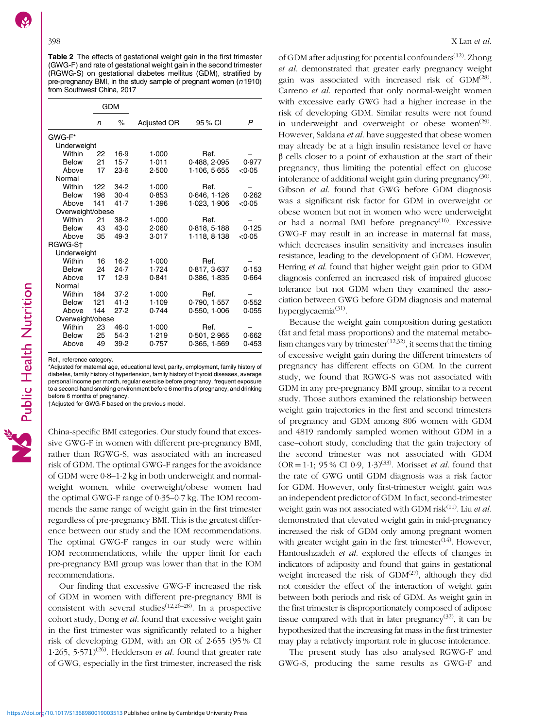**Table 2** The effects of gestational weight gain in the first trimester (GWG-F) and rate of gestational weight gain in the second trimester (RGWG-S) on gestational diabetes mellitus (GDM), stratified by pre-pregnancy BMI, in the study sample of pregnant women ($n$ 1910) from Southwest China, 2017

| | GDM | | | | |
|---|---|---|---|---|---|
| | *n* | % | Adjusted OR | 95 % CI | *P* |
| GWG-F* | | | | | |
| Underweight | | | | | |
| Within | 22 | 16·9 | 1·000 | Ref. | – |
| Below | 21 | 15·7 | 1·011 | 0·488, 2·095 | 0·977 |
| Above | 17 | 23·6 | 2·500 | 1·106, 5·655 | <0·05 |
| Normal | | | | | |
| Within | 122 | 34·2 | 1·000 | Ref. | – |
| Below | 198 | 30·4 | 0·853 | 0·646, 1·126 | 0·262 |
| Above | 141 | 41·7 | 1·396 | 1·023, 1·906 | <0·05 |
| Overweight/obese | | | | | |
| Within | 21 | 38·2 | 1·000 | Ref. | – |
| Below | 43 | 43·0 | 2·060 | 0·818, 5·188 | 0·125 |
| Above | 35 | 49·3 | 3·017 | 1·118, 8·138 | <0·05 |
| RGWG-S† | | | | | |
| Underweight | | | | | |
| Within | 16 | 16·2 | 1·000 | Ref. | – |
| Below | 24 | 24·7 | 1·724 | 0·817, 3·637 | 0·153 |
| Above | 17 | 12·9 | 0·841 | 0·386, 1·835 | 0·664 |
| Normal | | | | | |
| Within | 184 | 37·2 | 1·000 | Ref. | – |
| Below | 121 | 41·3 | 1·109 | 0·790, 1·557 | 0·552 |
| Above | 144 | 27·2 | 0·744 | 0·550, 1·006 | 0·055 |
| Overweight/obese | | | | | |
| Within | 23 | 46·0 | 1·000 | Ref. | – |
| Below | 25 | 54·3 | 1·219 | 0·501, 2·965 | 0·662 |
| Above | 49 | 39·2 | 0·757 | 0·365, 1·569 | 0·453 |

Ref., reference category.

*Adjusted for maternal age, educational level, parity, employment, family history of diabetes, family history of hypertension, family history of thyroid diseases, average personal income per month, regular exercise before pregnancy, frequent exposure to a second-hand smoking environment before 6 months of pregnancy, and drinking before 6 months of pregnancy.

†Adjusted for GWG-F based on the previous model.

China-specific BMI categories. Our study found that excessive GWG-F in women with different pre-pregnancy BMI, rather than RGWG-S, was associated with an increased risk of GDM. The optimal GWG-F ranges for the avoidance of GDM were 0·8–1·2 kg in both underweight and normal-weight women, while overweight/obese women had the optimal GWG-F range of 0·35–0·7 kg. The IOM recommends the same range of weight gain in the first trimester regardless of pre-pregnancy BMI. This is the greatest difference between our study and the IOM recommendations. The optimal GWG-F ranges in our study were within IOM recommendations, while the upper limit for each pre-pregnancy BMI group was lower than that in the IOM recommendations.

Our finding that excessive GWG-F increased the risk of GDM in women with different pre-pregnancy BMI is consistent with several studies[12,26–28]. In a prospective cohort study, Dong *et al*. found that excessive weight gain in the first trimester was significantly related to a higher risk of developing GDM, with an OR of 2·655 (95 % CI 1·265, 5·571)[26]. Hedderson *et al*. found that greater rate of GWG, especially in the first trimester, increased the risk of GDM after adjusting for potential confounders[12]. Zhong *et al*. demonstrated that greater early pregnancy weight gain was associated with increased risk of GDM[28]. Carreno *et al*. reported that only normal-weight women with excessive early GWG had a higher increase in the risk of developing GDM. Similar results were not found in underweight and overweight or obese women[29]. However, Saldana *et al*. have suggested that obese women may already be at a high insulin resistance level or have β cells closer to a point of exhaustion at the start of their pregnancy, thus limiting the potential effect on glucose intolerance of additional weight gain during pregnancy[30]. Gibson *et al*. found that GWG before GDM diagnosis was a significant risk factor for GDM in overweight or obese women but not in women who were underweight or had a normal BMI before pregnancy[16]. Excessive GWG-F may result in an increase in maternal fat mass, which decreases insulin sensitivity and increases insulin resistance, leading to the development of GDM. However, Herring *et al*. found that higher weight gain prior to GDM diagnosis conferred an increased risk of impaired glucose tolerance but not GDM when they examined the association between GWG before GDM diagnosis and maternal hyperglycaemia[31].

Because the weight gain composition during gestation (fat and fetal mass proportions) and the maternal metabolism changes vary by trimester[12,32], it seems that the timing of excessive weight gain during the different trimesters of pregnancy has different effects on GDM. In the current study, we found that RGWG-S was not associated with GDM in any pre-pregnancy BMI group, similar to a recent study. Those authors examined the relationship between weight gain trajectories in the first and second trimesters of pregnancy and GDM among 806 women with GDM and 4819 randomly sampled women without GDM in a case–cohort study, concluding that the gain trajectory of the second trimester was not associated with GDM (OR = 1·1; 95 % CI 0·9, 1·3)[33]. Morisset *et al*. found that the rate of GWG until GDM diagnosis was a risk factor for GDM. However, only first-trimester weight gain was an independent predictor of GDM. In fact, second-trimester weight gain was not associated with GDM risk[11]. Liu *et al*. demonstrated that elevated weight gain in mid-pregnancy increased the risk of GDM only among pregnant women with greater weight gain in the first trimester[14]. However, Hantoushzadeh *et al*. explored the effects of changes in indicators of adiposity and found that gains in gestational weight increased the risk of GDM[27], although they did not consider the effect of the interaction of weight gain between both periods and risk of GDM. As weight gain in the first trimester is disproportionately composed of adipose tissue compared with that in later pregnancy[32], it can be hypothesized that the increasing fat mass in the first trimester may play a relatively important role in glucose intolerance.

The present study has also analysed RGWG-F and GWG-S, producing the same results as GWG-F and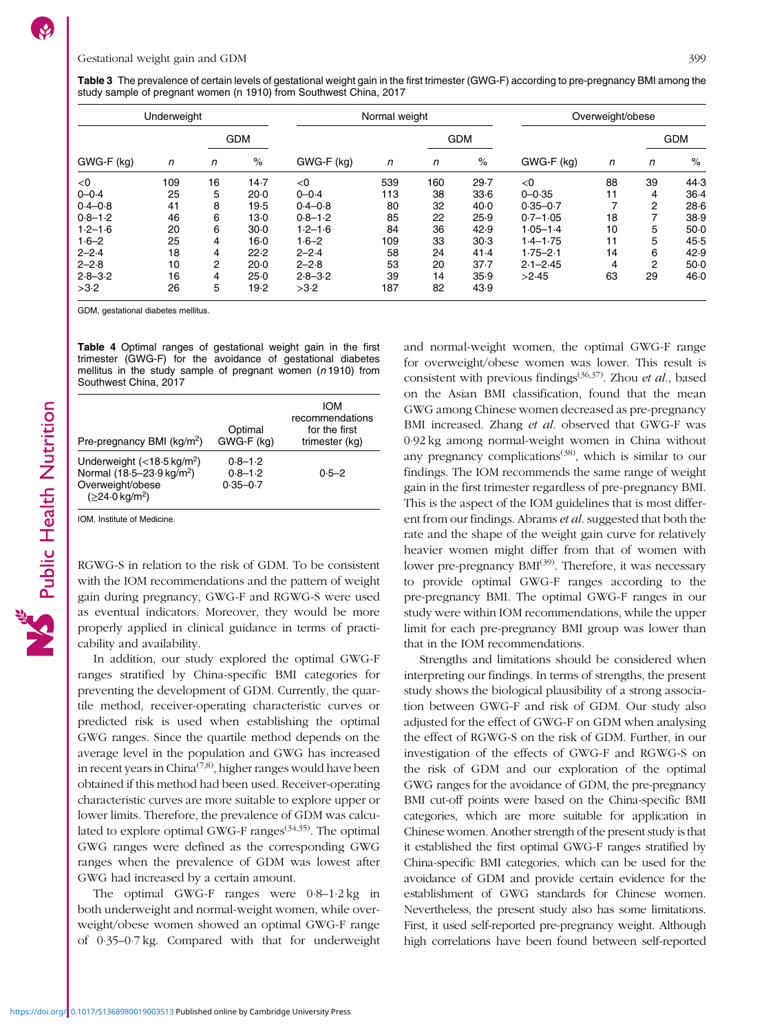**Table 3** The prevalence of certain levels of gestational weight gain in the first trimester (GWG-F) according to pre-pregnancy BMI among the study sample of pregnant women (n 1910) from Southwest China, 2017

| Underweight | | | | Normal weight | | | | Overweight/obese | | | |
|---|---|---|---|---|---|---|---|---|---|---|---|
| | | GDM | | | | GDM | | | | GDM | |
| GWG-F (kg) | *n* | *n* | % | GWG-F (kg) | *n* | *n* | % | GWG-F (kg) | *n* | *n* | % |
| <0 | 109 | 16 | 14·7 | <0 | 539 | 160 | 29·7 | <0 | 88 | 39 | 44·3 |
| 0–0·4 | 25 | 5 | 20·0 | 0–0·4 | 113 | 38 | 33·6 | 0–0·35 | 11 | 4 | 36·4 |
| 0·4–0·8 | 41 | 8 | 19·5 | 0·4–0·8 | 80 | 32 | 40·0 | 0·35–0·7 | 7 | 2 | 28·6 |
| 0·8–1·2 | 46 | 6 | 13·0 | 0·8–1·2 | 85 | 22 | 25·9 | 0·7–1·05 | 18 | 7 | 38·9 |
| 1·2–1·6 | 20 | 6 | 30·0 | 1·2–1·6 | 84 | 36 | 42·9 | 1·05–1·4 | 10 | 5 | 50·0 |
| 1·6–2 | 25 | 4 | 16·0 | 1·6–2 | 109 | 33 | 30·3 | 1·4–1·75 | 11 | 5 | 45·5 |
| 2–2·4 | 18 | 4 | 22·2 | 2–2·4 | 58 | 24 | 41·4 | 1·75–2·1 | 14 | 6 | 42·9 |
| 2–2·8 | 10 | 2 | 20·0 | 2–2·8 | 53 | 20 | 37·7 | 2·1–2·45 | 4 | 2 | 50·0 |
| 2·8–3·2 | 16 | 4 | 25·0 | 2·8–3·2 | 39 | 14 | 35·9 | >2·45 | 63 | 29 | 46·0 |
| >3·2 | 26 | 5 | 19·2 | >3·2 | 187 | 82 | 43·9 | | | | |

GDM, gestational diabetes mellitus.

**Table 4** Optimal ranges of gestational weight gain in the first trimester (GWG-F) for the avoidance of gestational diabetes mellitus in the study sample of pregnant women (*n* 1910) from Southwest China, 2017

| Pre-pregnancy BMI ($kg/m^2$) | Optimal GWG-F (kg) | IOM recommendations for the first trimester (kg) |
|---|---|---|
| Underweight (<18·5 $kg/m^2$) | 0·8–1·2 | 0·5–2 |
| Normal (18·5–23·9 $kg/m^2$) | 0·8–1·2 | |
| Overweight/obese (≥24·0 $kg/m^2$) | 0·35–0·7 | |

IOM, Institute of Medicine.

RGWG-S in relation to the risk of GDM. To be consistent with the IOM recommendations and the pattern of weight gain during pregnancy, GWG-F and RGWG-S were used as eventual indicators. Moreover, they would be more properly applied in clinical guidance in terms of practicability and availability.

In addition, our study explored the optimal GWG-F ranges stratified by China-specific BMI categories for preventing the development of GDM. Currently, the quartile method, receiver-operating characteristic curves or predicted risk is used when establishing the optimal GWG ranges. Since the quartile method depends on the average level in the population and GWG has increased in recent years in China[7,8], higher ranges would have been obtained if this method had been used. Receiver-operating characteristic curves are more suitable to explore upper or lower limits. Therefore, the prevalence of GDM was calculated to explore optimal GWG-F ranges[34,35]. The optimal GWG ranges were defined as the corresponding GWG ranges when the prevalence of GDM was lowest after GWG had increased by a certain amount.

The optimal GWG-F ranges were 0·8–1·2 kg in both underweight and normal-weight women, while overweight/obese women showed an optimal GWG-F range of 0·35–0·7 kg. Compared with that for underweight and normal-weight women, the optimal GWG-F range for overweight/obese women was lower. This result is consistent with previous findings[36,37]. Zhou *et al*., based on the Asian BMI classification, found that the mean GWG among Chinese women decreased as pre-pregnancy BMI increased. Zhang *et al*. observed that GWG-F was 0·92 kg among normal-weight women in China without any pregnancy complications[38], which is similar to our findings. The IOM recommends the same range of weight gain in the first trimester regardless of pre-pregnancy BMI. This is the aspect of the IOM guidelines that is most different from our findings. Abrams *et al*. suggested that both the rate and the shape of the weight gain curve for relatively heavier women might differ from that of women with lower pre-pregnancy BMI[39]. Therefore, it was necessary to provide optimal GWG-F ranges according to the pre-pregnancy BMI. The optimal GWG-F ranges in our study were within IOM recommendations, while the upper limit for each pre-pregnancy BMI group was lower than that in the IOM recommendations.

Strengths and limitations should be considered when interpreting our findings. In terms of strengths, the present study shows the biological plausibility of a strong association between GWG-F and risk of GDM. Our study also adjusted for the effect of GWG-F on GDM when analysing the effect of RGWG-S on the risk of GDM. Further, in our investigation of the effects of GWG-F and RGWG-S on the risk of GDM and our exploration of the optimal GWG ranges for the avoidance of GDM, the pre-pregnancy BMI cut-off points were based on the China-specific BMI categories, which are more suitable for application in Chinese women. Another strength of the present study is that it established the first optimal GWG-F ranges stratified by China-specific BMI categories, which can be used for the avoidance of GDM and provide certain evidence for the establishment of GWG standards for Chinese women. Nevertheless, the present study also has some limitations. First, it used self-reported pre-pregnancy weight. Although high correlations have been found between self-reported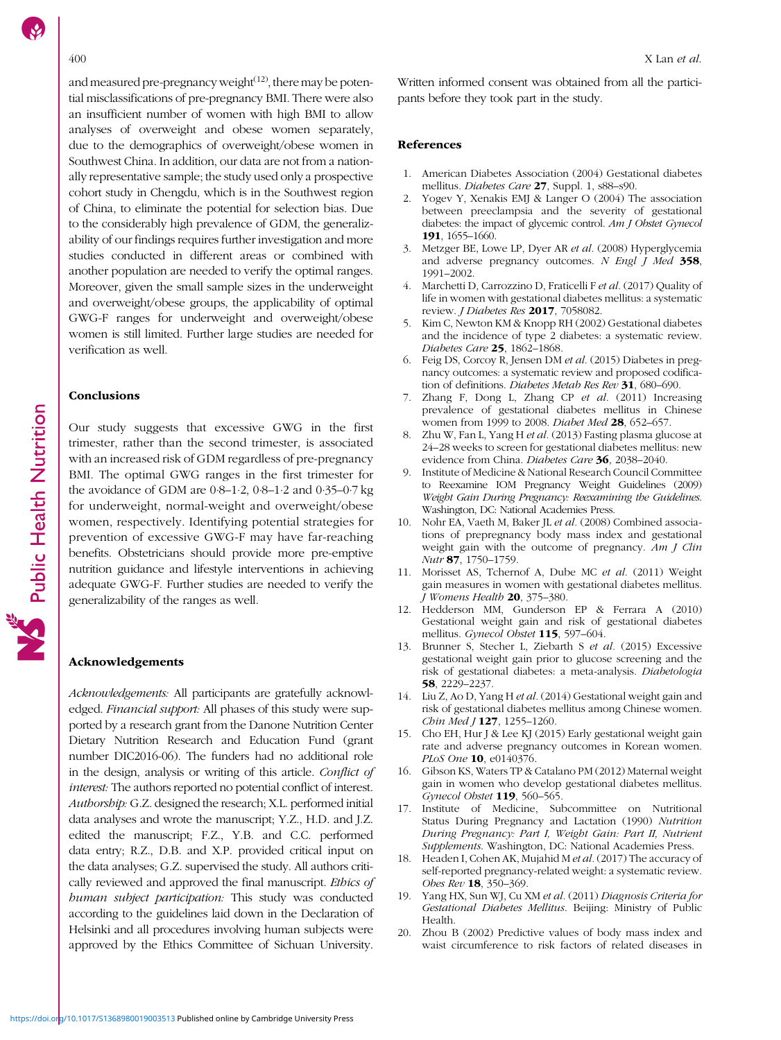and measured pre-pregnancy weight[12], there may be potential misclassifications of pre-pregnancy BMI. There were also an insufficient number of women with high BMI to allow analyses of overweight and obese women separately, due to the demographics of overweight/obese women in Southwest China. In addition, our data are not from a nationally representative sample; the study used only a prospective cohort study in Chengdu, which is in the Southwest region of China, to eliminate the potential for selection bias. Due to the considerably high prevalence of GDM, the generalizability of our findings requires further investigation and more studies conducted in different areas or combined with another population are needed to verify the optimal ranges. Moreover, given the small sample sizes in the underweight and overweight/obese groups, the applicability of optimal GWG-F ranges for underweight and overweight/obese women is still limited. Further large studies are needed for verification as well.

## Conclusions

Our study suggests that excessive GWG in the first trimester, rather than the second trimester, is associated with an increased risk of GDM regardless of pre-pregnancy BMI. The optimal GWG ranges in the first trimester for the avoidance of GDM are 0·8–1·2, 0·8–1·2 and 0·35–0·7 kg for underweight, normal-weight and overweight/obese women, respectively. Identifying potential strategies for prevention of excessive GWG-F may have far-reaching benefits. Obstetricians should provide more pre-emptive nutrition guidance and lifestyle interventions in achieving adequate GWG-F. Further studies are needed to verify the generalizability of the ranges as well.

## Acknowledgements

*Acknowledgements:* All participants are gratefully acknowledged. *Financial support:* All phases of this study were supported by a research grant from the Danone Nutrition Center Dietary Nutrition Research and Education Fund (grant number DIC2016-06). The funders had no additional role in the design, analysis or writing of this article. *Conflict of interest:* The authors reported no potential conflict of interest. *Authorship:* G.Z. designed the research; X.L. performed initial data analyses and wrote the manuscript; Y.Z., H.D. and J.Z. edited the manuscript; F.Z., Y.B. and C.C. performed data entry; R.Z., D.B. and X.P. provided critical input on the data analyses; G.Z. supervised the study. All authors critically reviewed and approved the final manuscript. *Ethics of human subject participation:* This study was conducted according to the guidelines laid down in the Declaration of Helsinki and all procedures involving human subjects were approved by the Ethics Committee of Sichuan University. Written informed consent was obtained from all the participants before they took part in the study.

## References

1. American Diabetes Association (2004) Gestational diabetes mellitus. *Diabetes Care* **27**, Suppl. 1, s88–s90.
2. Yogev Y, Xenakis EMJ & Langer O (2004) The association between preeclampsia and the severity of gestational diabetes: the impact of glycemic control. *Am J Obstet Gynecol* **191**, 1655–1660.
3. Metzger BE, Lowe LP, Dyer AR *et al.* (2008) Hyperglycemia and adverse pregnancy outcomes. *N Engl J Med* **358**, 1991–2002.
4. Marchetti D, Carrozzino D, Fraticelli F *et al.* (2017) Quality of life in women with gestational diabetes mellitus: a systematic review. *J Diabetes Res* **2017**, 7058082.
5. Kim C, Newton KM & Knopp RH (2002) Gestational diabetes and the incidence of type 2 diabetes: a systematic review. *Diabetes Care* **25**, 1862–1868.
6. Feig DS, Corcoy R, Jensen DM *et al.* (2015) Diabetes in pregnancy outcomes: a systematic review and proposed codification of definitions. *Diabetes Metab Res Rev* **31**, 680–690.
7. Zhang F, Dong L, Zhang CP *et al.* (2011) Increasing prevalence of gestational diabetes mellitus in Chinese women from 1999 to 2008. *Diabet Med* **28**, 652–657.
8. Zhu W, Fan L, Yang H *et al.* (2013) Fasting plasma glucose at 24–28 weeks to screen for gestational diabetes mellitus: new evidence from China. *Diabetes Care* **36**, 2038–2040.
9. Institute of Medicine & National Research Council Committee to Reexamine IOM Pregnancy Weight Guidelines (2009) *Weight Gain During Pregnancy: Reexamining the Guidelines*. Washington, DC: National Academies Press.
10. Nohr EA, Vaeth M, Baker JL *et al.* (2008) Combined associations of prepregnancy body mass index and gestational weight gain with the outcome of pregnancy. *Am J Clin Nutr* **87**, 1750–1759.
11. Morisset AS, Tchernof A, Dube MC *et al.* (2011) Weight gain measures in women with gestational diabetes mellitus. *J Womens Health* **20**, 375–380.
12. Hedderson MM, Gunderson EP & Ferrara A (2010) Gestational weight gain and risk of gestational diabetes mellitus. *Gynecol Obstet* **115**, 597–604.
13. Brunner S, Stecher L, Ziebarth S *et al.* (2015) Excessive gestational weight gain prior to glucose screening and the risk of gestational diabetes: a meta-analysis. *Diabetologia* **58**, 2229–2237.
14. Liu Z, Ao D, Yang H *et al.* (2014) Gestational weight gain and risk of gestational diabetes mellitus among Chinese women. *Chin Med J* **127**, 1255–1260.
15. Cho EH, Hur J & Lee KJ (2015) Early gestational weight gain rate and adverse pregnancy outcomes in Korean women. *PLoS One* **10**, e0140376.
16. Gibson KS, Waters TP & Catalano PM (2012) Maternal weight gain in women who develop gestational diabetes mellitus. *Gynecol Obstet* **119**, 560–565.
17. Institute of Medicine, Subcommittee on Nutritional Status During Pregnancy and Lactation (1990) *Nutrition During Pregnancy: Part I, Weight Gain: Part II, Nutrient Supplements*. Washington, DC: National Academies Press.
18. Headen I, Cohen AK, Mujahid M *et al.* (2017) The accuracy of self-reported pregnancy-related weight: a systematic review. *Obes Rev* **18**, 350–369.
19. Yang HX, Sun WJ, Cu XM *et al.* (2011) *Diagnosis Criteria for Gestational Diabetes Mellitus*. Beijing: Ministry of Public Health.
20. Zhou B (2002) Predictive values of body mass index and waist circumference to risk factors of related diseases in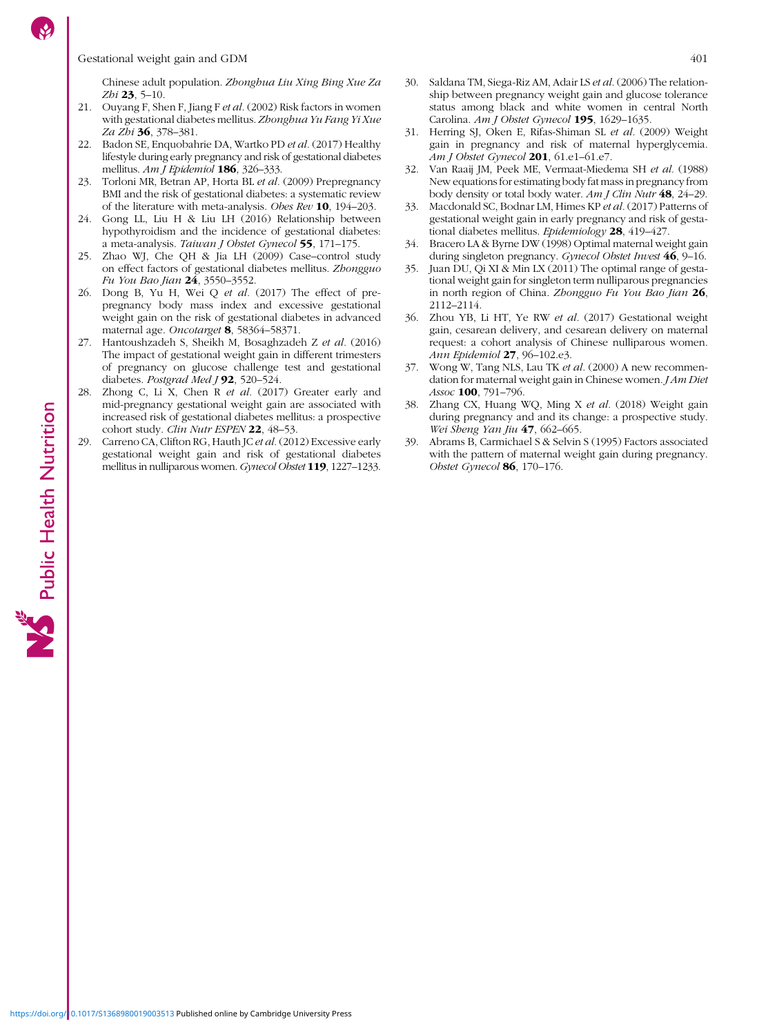Chinese adult population. *Zhonghua Liu Xing Bing Xue Za Zhi* **23**, 5–10.

21. Ouyang F, Shen F, Jiang F *et al.* (2002) Risk factors in women with gestational diabetes mellitus. *Zhonghua Yu Fang Yi Xue Za Zhi* **36**, 378–381.
22. Badon SE, Enquobahrie DA, Wartko PD *et al.* (2017) Healthy lifestyle during early pregnancy and risk of gestational diabetes mellitus. *Am J Epidemiol* **186**, 326–333.
23. Torloni MR, Betran AP, Horta BL *et al.* (2009) Prepregnancy BMI and the risk of gestational diabetes: a systematic review of the literature with meta-analysis. *Obes Rev* **10**, 194–203.
24. Gong LL, Liu H & Liu LH (2016) Relationship between hypothyroidism and the incidence of gestational diabetes: a meta-analysis. *Taiwan J Obstet Gynecol* **55**, 171–175.
25. Zhao WJ, Che QH & Jia LH (2009) Case–control study on effect factors of gestational diabetes mellitus. *Zhongguo Fu You Bao Jian* **24**, 3550–3552.
26. Dong B, Yu H, Wei Q *et al.* (2017) The effect of pre-pregnancy body mass index and excessive gestational weight gain on the risk of gestational diabetes in advanced maternal age. *Oncotarget* **8**, 58364–58371.
27. Hantoushzadeh S, Sheikh M, Bosaghzadeh Z *et al.* (2016) The impact of gestational weight gain in different trimesters of pregnancy on glucose challenge test and gestational diabetes. *Postgrad Med J* **92**, 520–524.
28. Zhong C, Li X, Chen R *et al.* (2017) Greater early and mid-pregnancy gestational weight gain are associated with increased risk of gestational diabetes mellitus: a prospective cohort study. *Clin Nutr ESPEN* **22**, 48–53.
29. Carreno CA, Clifton RG, Hauth JC *et al.* (2012) Excessive early gestational weight gain and risk of gestational diabetes mellitus in nulliparous women. *Gynecol Obstet* **119**, 1227–1233.
30. Saldana TM, Siega-Riz AM, Adair LS *et al.* (2006) The relationship between pregnancy weight gain and glucose tolerance status among black and white women in central North Carolina. *Am J Obstet Gynecol* **195**, 1629–1635.
31. Herring SJ, Oken E, Rifas-Shiman SL *et al.* (2009) Weight gain in pregnancy and risk of maternal hyperglycemia. *Am J Obstet Gynecol* **201**, 61.e1–61.e7.
32. Van Raaij JM, Peek ME, Vermaat-Miedema SH *et al.* (1988) New equations for estimating body fat mass in pregnancy from body density or total body water. *Am J Clin Nutr* **48**, 24–29.
33. Macdonald SC, Bodnar LM, Himes KP *et al.* (2017) Patterns of gestational weight gain in early pregnancy and risk of gestational diabetes mellitus. *Epidemiology* **28**, 419–427.
34. Bracero LA & Byrne DW (1998) Optimal maternal weight gain during singleton pregnancy. *Gynecol Obstet Invest* **46**, 9–16.
35. Juan DU, Qi XI & Min LX (2011) The optimal range of gestational weight gain for singleton term nulliparous pregnancies in north region of China. *Zhongguo Fu You Bao Jian* **26**, 2112–2114.
36. Zhou YB, Li HT, Ye RW *et al.* (2017) Gestational weight gain, cesarean delivery, and cesarean delivery on maternal request: a cohort analysis of Chinese nulliparous women. *Ann Epidemiol* **27**, 96–102.e3.
37. Wong W, Tang NLS, Lau TK *et al.* (2000) A new recommendation for maternal weight gain in Chinese women. *J Am Diet Assoc* **100**, 791–796.
38. Zhang CX, Huang WQ, Ming X *et al.* (2018) Weight gain during pregnancy and and its change: a prospective study. *Wei Sheng Yan Jiu* **47**, 662–665.
39. Abrams B, Carmichael S & Selvin S (1995) Factors associated with the pattern of maternal weight gain during pregnancy. *Obstet Gynecol* **86**, 170–176.